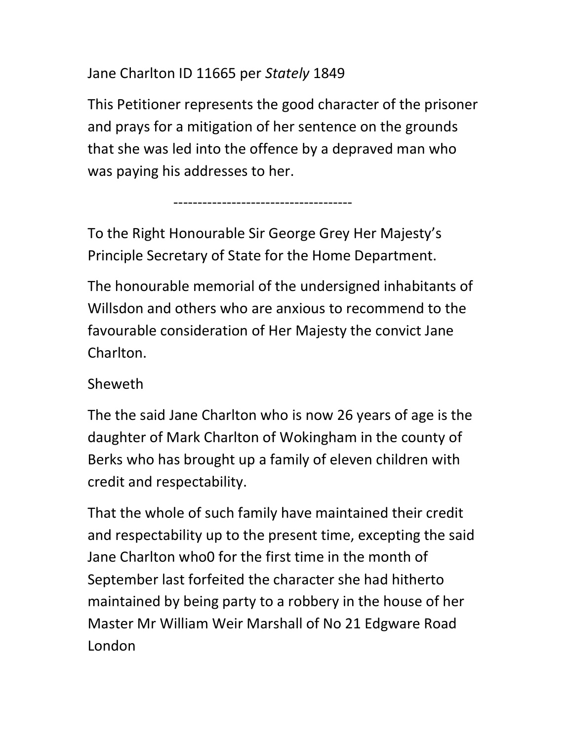Jane Charlton ID 11665 per *Stately* 1849

This Petitioner represents the good character of the prisoner and prays for a mitigation of her sentence on the grounds that she was led into the offence by a depraved man who was paying his addresses to her.

-------------------------------------

To the Right Honourable Sir George Grey Her Majesty's Principle Secretary of State for the Home Department.

The honourable memorial of the undersigned inhabitants of Willsdon and others who are anxious to recommend to the favourable consideration of Her Majesty the convict Jane Charlton.

Sheweth

The the said Jane Charlton who is now 26 years of age is the daughter of Mark Charlton of Wokingham in the county of Berks who has brought up a family of eleven children with credit and respectability.

That the whole of such family have maintained their credit and respectability up to the present time, excepting the said Jane Charlton who0 for the first time in the month of September last forfeited the character she had hitherto maintained by being party to a robbery in the house of her Master Mr William Weir Marshall of No 21 Edgware Road London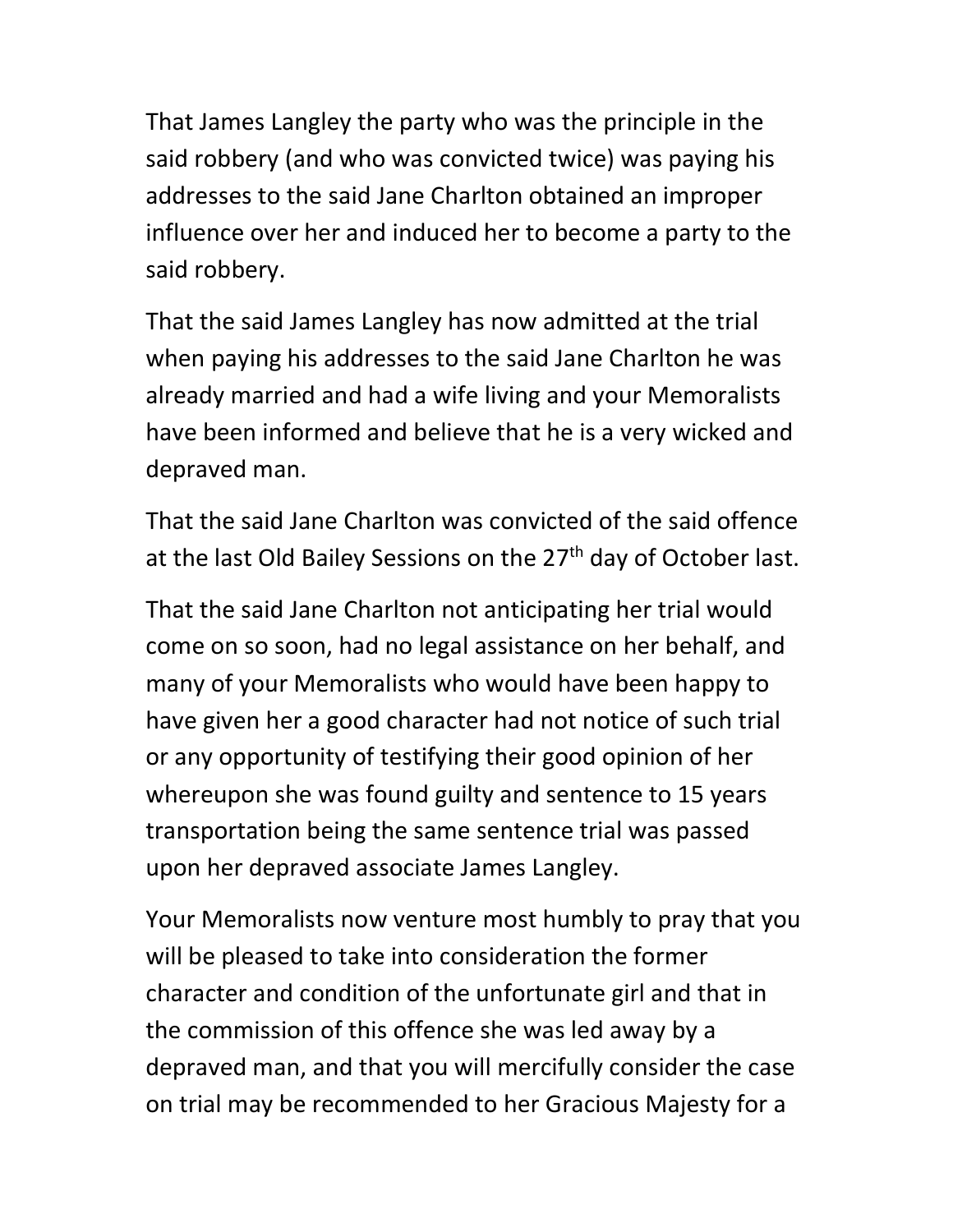That James Langley the party who was the principle in the said robbery (and who was convicted twice) was paying his addresses to the said Jane Charlton obtained an improper influence over her and induced her to become a party to the said robbery.

That the said James Langley has now admitted at the trial when paying his addresses to the said Jane Charlton he was already married and had a wife living and your Memoralists have been informed and believe that he is a very wicked and depraved man.

That the said Jane Charlton was convicted of the said offence at the last Old Bailey Sessions on the 27th day of October last.

That the said Jane Charlton not anticipating her trial would come on so soon, had no legal assistance on her behalf, and many of your Memoralists who would have been happy to have given her a good character had not notice of such trial or any opportunity of testifying their good opinion of her whereupon she was found guilty and sentence to 15 years transportation being the same sentence trial was passed upon her depraved associate James Langley.

Your Memoralists now venture most humbly to pray that you will be pleased to take into consideration the former character and condition of the unfortunate girl and that in the commission of this offence she was led away by a depraved man, and that you will mercifully consider the case on trial may be recommended to her Gracious Majesty for a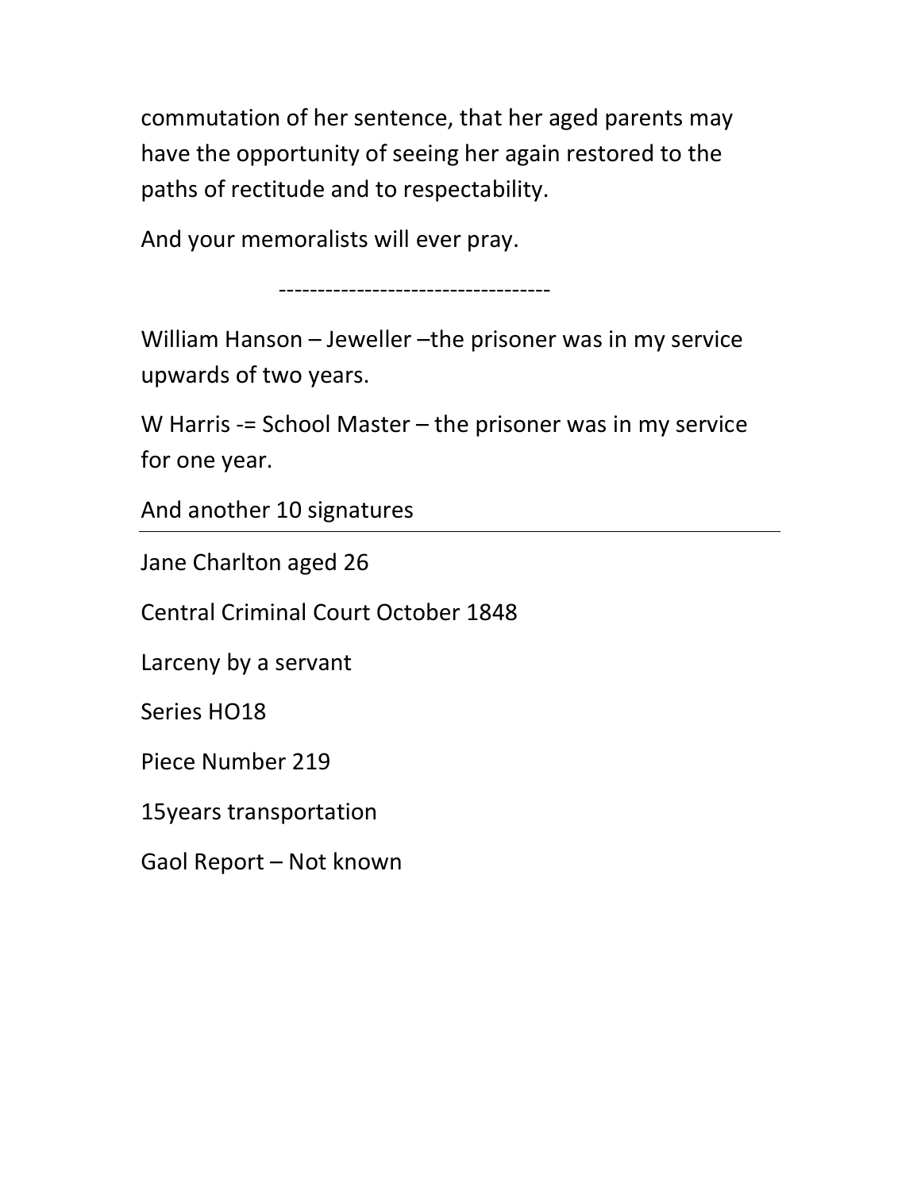commutation of her sentence, that her aged parents may have the opportunity of seeing her again restored to the paths of rectitude and to respectability.

And your memoralists will ever pray.

-----------------------------------

William Hanson – Jeweller –the prisoner was in my service upwards of two years.

W Harris -= School Master – the prisoner was in my service for one year.

And another 10 signatures

---

Jane Charlton aged 26

Central Criminal Court October 1848

Larceny by a servant

Series HO18

Piece Number 219

15years transportation

Gaol Report – Not known